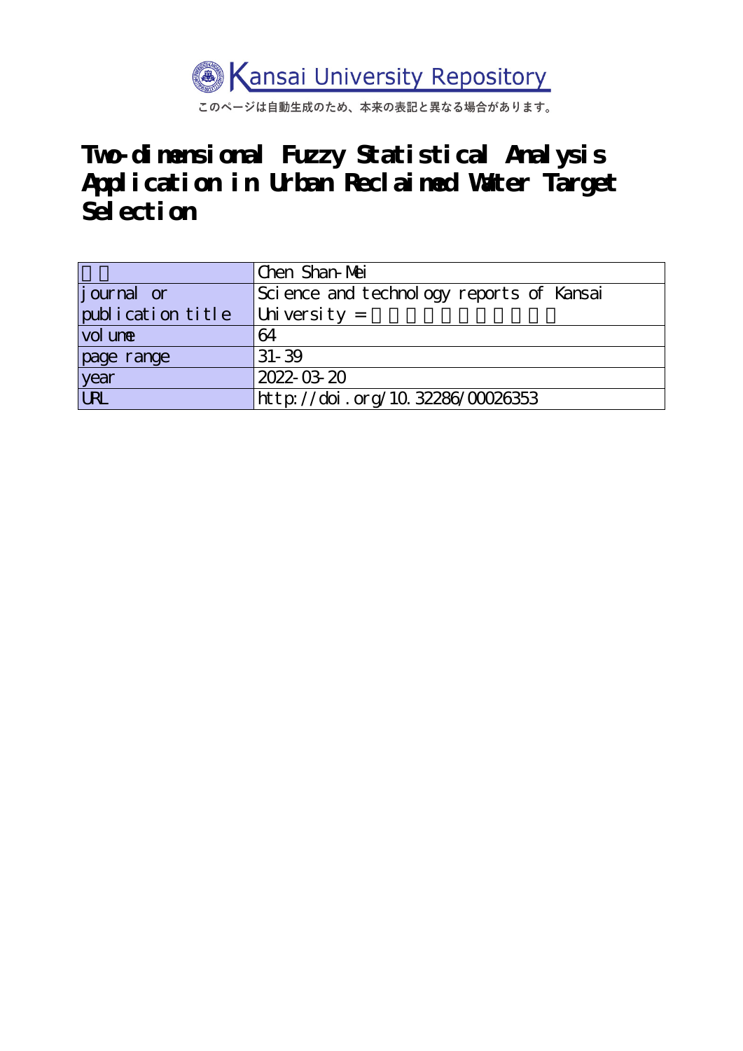Kansai University Repository

このページは自動生成のため、本来の表記と異なる場合があります。

# Two-dimensional Fuzzy Statistical Analysis Application in Urban Reclaimed Water Target Selection

| | |
|---|---|
| | Chen Shan-Mei |
| journal or publication title | Science and technology reports of Kansai University = |
| volume | 64 |
| page range | 31-39 |
| year | 2022-03-20 |
| URL | http://doi.org/10.32286/00026353 |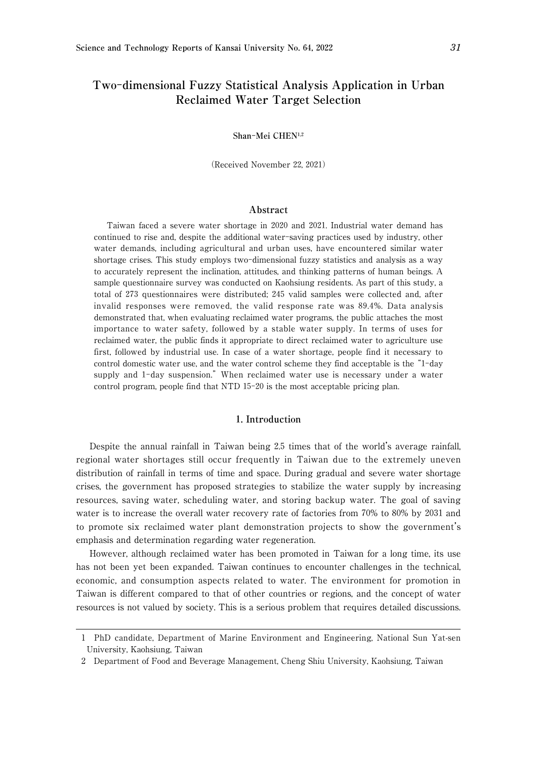# Two-dimensional Fuzzy Statistical Analysis Application in Urban Reclaimed Water Target Selection

**Shan-Mei CHEN**[1,2]

(Received November 22, 2021)

## Abstract

Taiwan faced a severe water shortage in 2020 and 2021. Industrial water demand has continued to rise and, despite the additional water-saving practices used by industry, other water demands, including agricultural and urban uses, have encountered similar water shortage crises. This study employs two-dimensional fuzzy statistics and analysis as a way to accurately represent the inclination, attitudes, and thinking patterns of human beings. A sample questionnaire survey was conducted on Kaohsiung residents. As part of this study, a total of 273 questionnaires were distributed; 245 valid samples were collected and, after invalid responses were removed, the valid response rate was 89.4%. Data analysis demonstrated that, when evaluating reclaimed water programs, the public attaches the most importance to water safety, followed by a stable water supply. In terms of uses for reclaimed water, the public finds it appropriate to direct reclaimed water to agriculture use first, followed by industrial use. In case of a water shortage, people find it necessary to control domestic water use, and the water control scheme they find acceptable is the "1-day supply and 1-day suspension." When reclaimed water use is necessary under a water control program, people find that NTD 15-20 is the most acceptable pricing plan.

## 1. Introduction

Despite the annual rainfall in Taiwan being 2.5 times that of the world's average rainfall, regional water shortages still occur frequently in Taiwan due to the extremely uneven distribution of rainfall in terms of time and space. During gradual and severe water shortage crises, the government has proposed strategies to stabilize the water supply by increasing resources, saving water, scheduling water, and storing backup water. The goal of saving water is to increase the overall water recovery rate of factories from 70% to 80% by 2031 and to promote six reclaimed water plant demonstration projects to show the government's emphasis and determination regarding water regeneration.

However, although reclaimed water has been promoted in Taiwan for a long time, its use has not been yet been expanded. Taiwan continues to encounter challenges in the technical, economic, and consumption aspects related to water. The environment for promotion in Taiwan is different compared to that of other countries or regions, and the concept of water resources is not valued by society. This is a serious problem that requires detailed discussions.

---

1 PhD candidate, Department of Marine Environment and Engineering, National Sun Yat-sen University, Kaohsiung, Taiwan

2 Department of Food and Beverage Management, Cheng Shiu University, Kaohsiung, Taiwan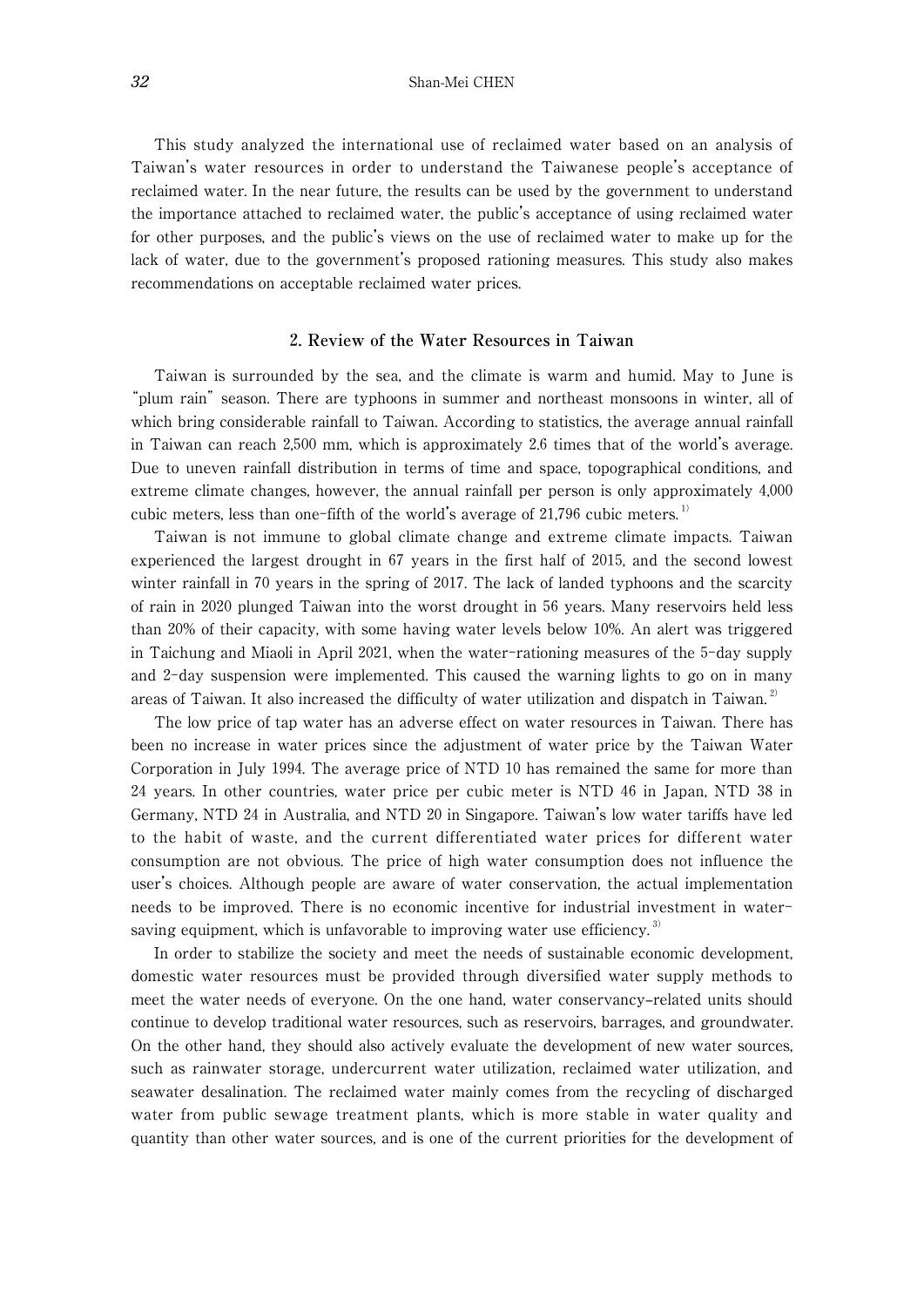This study analyzed the international use of reclaimed water based on an analysis of Taiwan's water resources in order to understand the Taiwanese people's acceptance of reclaimed water. In the near future, the results can be used by the government to understand the importance attached to reclaimed water, the public's acceptance of using reclaimed water for other purposes, and the public's views on the use of reclaimed water to make up for the lack of water, due to the government's proposed rationing measures. This study also makes recommendations on acceptable reclaimed water prices.

## 2. Review of the Water Resources in Taiwan

Taiwan is surrounded by the sea, and the climate is warm and humid. May to June is "plum rain" season. There are typhoons in summer and northeast monsoons in winter, all of which bring considerable rainfall to Taiwan. According to statistics, the average annual rainfall in Taiwan can reach 2,500 mm, which is approximately 2.6 times that of the world's average. Due to uneven rainfall distribution in terms of time and space, topographical conditions, and extreme climate changes, however, the annual rainfall per person is only approximately 4,000 cubic meters, less than one-fifth of the world's average of 21,796 cubic meters.[1]

Taiwan is not immune to global climate change and extreme climate impacts. Taiwan experienced the largest drought in 67 years in the first half of 2015, and the second lowest winter rainfall in 70 years in the spring of 2017. The lack of landed typhoons and the scarcity of rain in 2020 plunged Taiwan into the worst drought in 56 years. Many reservoirs held less than 20% of their capacity, with some having water levels below 10%. An alert was triggered in Taichung and Miaoli in April 2021, when the water-rationing measures of the 5-day supply and 2-day suspension were implemented. This caused the warning lights to go on in many areas of Taiwan. It also increased the difficulty of water utilization and dispatch in Taiwan.[2]

The low price of tap water has an adverse effect on water resources in Taiwan. There has been no increase in water prices since the adjustment of water price by the Taiwan Water Corporation in July 1994. The average price of NTD 10 has remained the same for more than 24 years. In other countries, water price per cubic meter is NTD 46 in Japan, NTD 38 in Germany, NTD 24 in Australia, and NTD 20 in Singapore. Taiwan's low water tariffs have led to the habit of waste, and the current differentiated water prices for different water consumption are not obvious. The price of high water consumption does not influence the user's choices. Although people are aware of water conservation, the actual implementation needs to be improved. There is no economic incentive for industrial investment in water-saving equipment, which is unfavorable to improving water use efficiency.[3]

In order to stabilize the society and meet the needs of sustainable economic development, domestic water resources must be provided through diversified water supply methods to meet the water needs of everyone. On the one hand, water conservancy-related units should continue to develop traditional water resources, such as reservoirs, barrages, and groundwater. On the other hand, they should also actively evaluate the development of new water sources, such as rainwater storage, undercurrent water utilization, reclaimed water utilization, and seawater desalination. The reclaimed water mainly comes from the recycling of discharged water from public sewage treatment plants, which is more stable in water quality and quantity than other water sources, and is one of the current priorities for the development of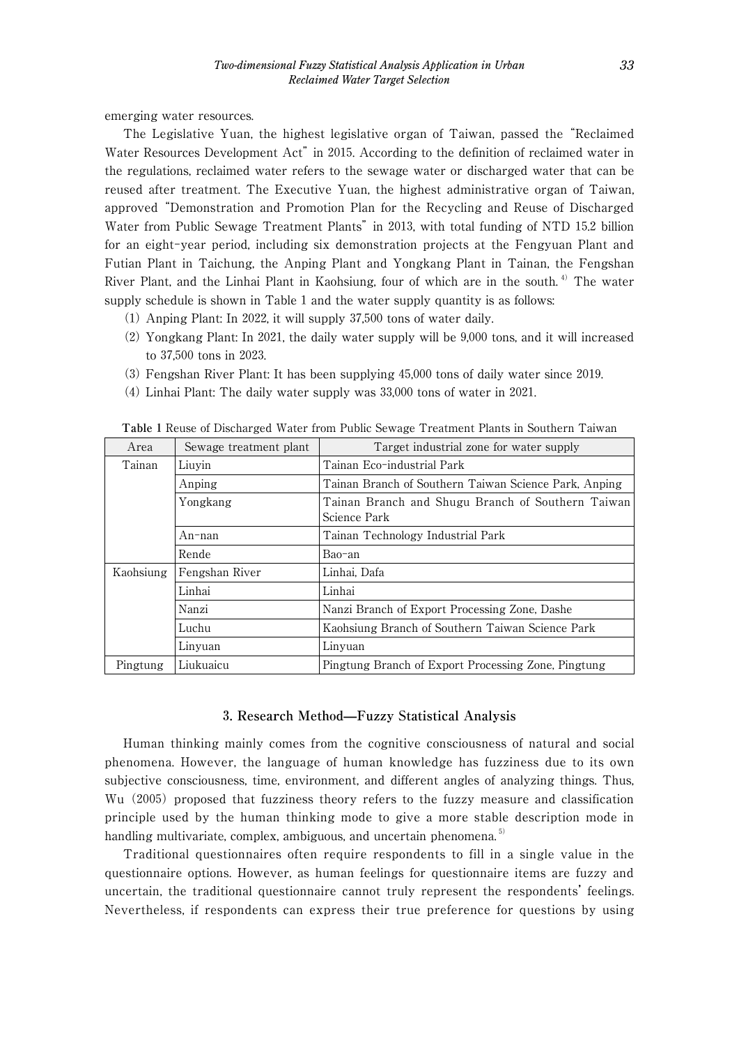emerging water resources.

The Legislative Yuan, the highest legislative organ of Taiwan, passed the "Reclaimed Water Resources Development Act" in 2015. According to the definition of reclaimed water in the regulations, reclaimed water refers to the sewage water or discharged water that can be reused after treatment. The Executive Yuan, the highest administrative organ of Taiwan, approved "Demonstration and Promotion Plan for the Recycling and Reuse of Discharged Water from Public Sewage Treatment Plants" in 2013, with total funding of NTD 15.2 billion for an eight-year period, including six demonstration projects at the Fengyuan Plant and Futian Plant in Taichung, the Anping Plant and Yongkang Plant in Tainan, the Fengshan River Plant, and the Linhai Plant in Kaohsiung, four of which are in the south.[4] The water supply schedule is shown in Table 1 and the water supply quantity is as follows:

(1) Anping Plant: In 2022, it will supply 37,500 tons of water daily.
(2) Yongkang Plant: In 2021, the daily water supply will be 9,000 tons, and it will increased to 37,500 tons in 2023.
(3) Fengshan River Plant: It has been supplying 45,000 tons of daily water since 2019.
(4) Linhai Plant: The daily water supply was 33,000 tons of water in 2021.

**Table 1** Reuse of Discharged Water from Public Sewage Treatment Plants in Southern Taiwan

| Area | Sewage treatment plant | Target industrial zone for water supply |
|---|---|---|
| Tainan | Liuyin | Tainan Eco-industrial Park |
| | Anping | Tainan Branch of Southern Taiwan Science Park, Anping |
| | Yongkang | Tainan Branch and Shugu Branch of Southern Taiwan Science Park |
| | An-nan | Tainan Technology Industrial Park |
| | Rende | Bao-an |
| Kaohsiung | Fengshan River | Linhai, Dafa |
| | Linhai | Linhai |
| | Nanzi | Nanzi Branch of Export Processing Zone, Dashe |
| | Luchu | Kaohsiung Branch of Southern Taiwan Science Park |
| | Linyuan | Linyuan |
| Pingtung | Liukuaicu | Pingtung Branch of Export Processing Zone, Pingtung |

## 3. Research Method—Fuzzy Statistical Analysis

Human thinking mainly comes from the cognitive consciousness of natural and social phenomena. However, the language of human knowledge has fuzziness due to its own subjective consciousness, time, environment, and different angles of analyzing things. Thus, Wu (2005) proposed that fuzziness theory refers to the fuzzy measure and classification principle used by the human thinking mode to give a more stable description mode in handling multivariate, complex, ambiguous, and uncertain phenomena.[5]

Traditional questionnaires often require respondents to fill in a single value in the questionnaire options. However, as human feelings for questionnaire items are fuzzy and uncertain, the traditional questionnaire cannot truly represent the respondents' feelings. Nevertheless, if respondents can express their true preference for questions by using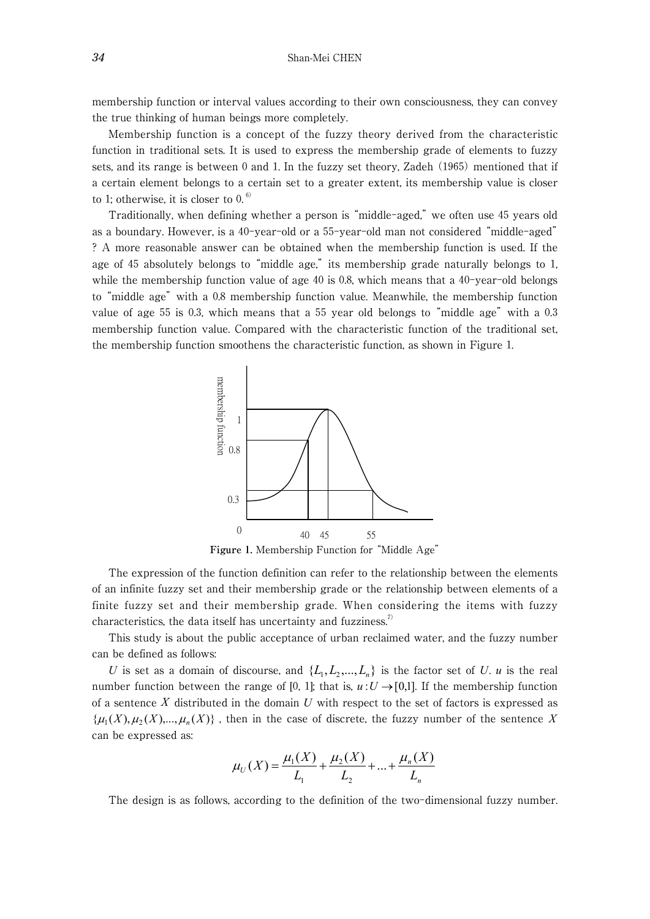membership function or interval values according to their own consciousness, they can convey the true thinking of human beings more completely.

Membership function is a concept of the fuzzy theory derived from the characteristic function in traditional sets. It is used to express the membership grade of elements to fuzzy sets, and its range is between 0 and 1. In the fuzzy set theory, Zadeh (1965) mentioned that if a certain element belongs to a certain set to a greater extent, its membership value is closer to 1; otherwise, it is closer to 0.[6]

Traditionally, when defining whether a person is "middle-aged," we often use 45 years old as a boundary. However, is a 40-year-old or a 55-year-old man not considered "middle-aged"? A more reasonable answer can be obtained when the membership function is used. If the age of 45 absolutely belongs to "middle age," its membership grade naturally belongs to 1, while the membership function value of age 40 is 0.8, which means that a 40-year-old belongs to "middle age" with a 0.8 membership function value. Meanwhile, the membership function value of age 55 is 0.3, which means that a 55 year old belongs to "middle age" with a 0.3 membership function value. Compared with the characteristic function of the traditional set, the membership function smoothens the characteristic function, as shown in Figure 1.

**Figure 1.** Membership Function for "Middle Age"

The expression of the function definition can refer to the relationship between the elements of an infinite fuzzy set and their membership grade or the relationship between elements of a finite fuzzy set and their membership grade. When considering the items with fuzzy characteristics, the data itself has uncertainty and fuzziness.[7]

This study is about the public acceptance of urban reclaimed water, and the fuzzy number can be defined as follows:

$U$ is set as a domain of discourse, and $\{L_1, L_2, \ldots, L_n\}$ is the factor set of $U$. $u$ is the real number function between the range of [0, 1]; that is, $u: U \to [0,1]$. If the membership function of a sentence $X$ distributed in the domain $U$ with respect to the set of factors is expressed as $\{\mu_1(X), \mu_2(X), \ldots, \mu_n(X)\}$, then in the case of discrete, the fuzzy number of the sentence $X$ can be expressed as:

$$\mu_U(X) = \frac{\mu_1(X)}{L_1} + \frac{\mu_2(X)}{L_2} + \ldots + \frac{\mu_n(X)}{L_n}$$

The design is as follows, according to the definition of the two-dimensional fuzzy number.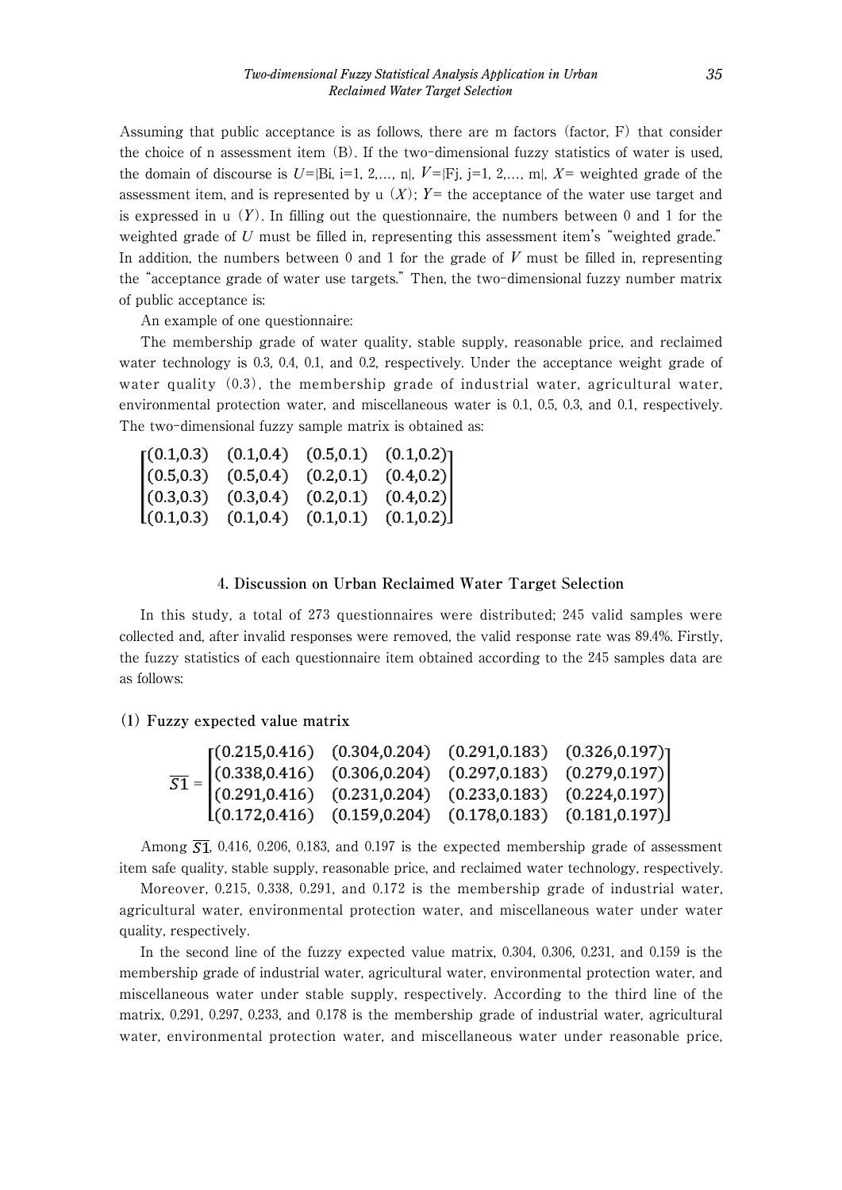Assuming that public acceptance is as follows, there are m factors (factor, F) that consider the choice of n assessment item (B). If the two-dimensional fuzzy statistics of water is used, the domain of discourse is $U$={Bi, i=1, 2,…, n}, $V$={Fj, j=1, 2,…, m}, $X$= weighted grade of the assessment item, and is represented by u ($X$); $Y$= the acceptance of the water use target and is expressed in u ($Y$). In filling out the questionnaire, the numbers between 0 and 1 for the weighted grade of $U$ must be filled in, representing this assessment item's "weighted grade." In addition, the numbers between 0 and 1 for the grade of $V$ must be filled in, representing the "acceptance grade of water use targets." Then, the two-dimensional fuzzy number matrix of public acceptance is:

An example of one questionnaire:

The membership grade of water quality, stable supply, reasonable price, and reclaimed water technology is 0.3, 0.4, 0.1, and 0.2, respectively. Under the acceptance weight grade of water quality (0.3), the membership grade of industrial water, agricultural water, environmental protection water, and miscellaneous water is 0.1, 0.5, 0.3, and 0.1, respectively. The two-dimensional fuzzy sample matrix is obtained as:

$$\begin{bmatrix} (0.1,0.3) & (0.1,0.4) & (0.5,0.1) & (0.1,0.2) \\ (0.5,0.3) & (0.5,0.4) & (0.2,0.1) & (0.4,0.2) \\ (0.3,0.3) & (0.3,0.4) & (0.2,0.1) & (0.4,0.2) \\ (0.1,0.3) & (0.1,0.4) & (0.1,0.1) & (0.1,0.2) \end{bmatrix}$$

## 4. Discussion on Urban Reclaimed Water Target Selection

In this study, a total of 273 questionnaires were distributed; 245 valid samples were collected and, after invalid responses were removed, the valid response rate was 89.4%. Firstly, the fuzzy statistics of each questionnaire item obtained according to the 245 samples data are as follows:

### (1) Fuzzy expected value matrix

$$\overline{S1} = \begin{bmatrix} (0.215,0.416) & (0.304,0.204) & (0.291,0.183) & (0.326,0.197) \\ (0.338,0.416) & (0.306,0.204) & (0.297,0.183) & (0.279,0.197) \\ (0.291,0.416) & (0.231,0.204) & (0.233,0.183) & (0.224,0.197) \\ (0.172,0.416) & (0.159,0.204) & (0.178,0.183) & (0.181,0.197) \end{bmatrix}$$

Among $\overline{S1}$, 0.416, 0.206, 0.183, and 0.197 is the expected membership grade of assessment item safe quality, stable supply, reasonable price, and reclaimed water technology, respectively.

Moreover, 0.215, 0.338, 0.291, and 0.172 is the membership grade of industrial water, agricultural water, environmental protection water, and miscellaneous water under water quality, respectively.

In the second line of the fuzzy expected value matrix, 0.304, 0.306, 0.231, and 0.159 is the membership grade of industrial water, agricultural water, environmental protection water, and miscellaneous water under stable supply, respectively. According to the third line of the matrix, 0.291, 0.297, 0.233, and 0.178 is the membership grade of industrial water, agricultural water, environmental protection water, and miscellaneous water under reasonable price,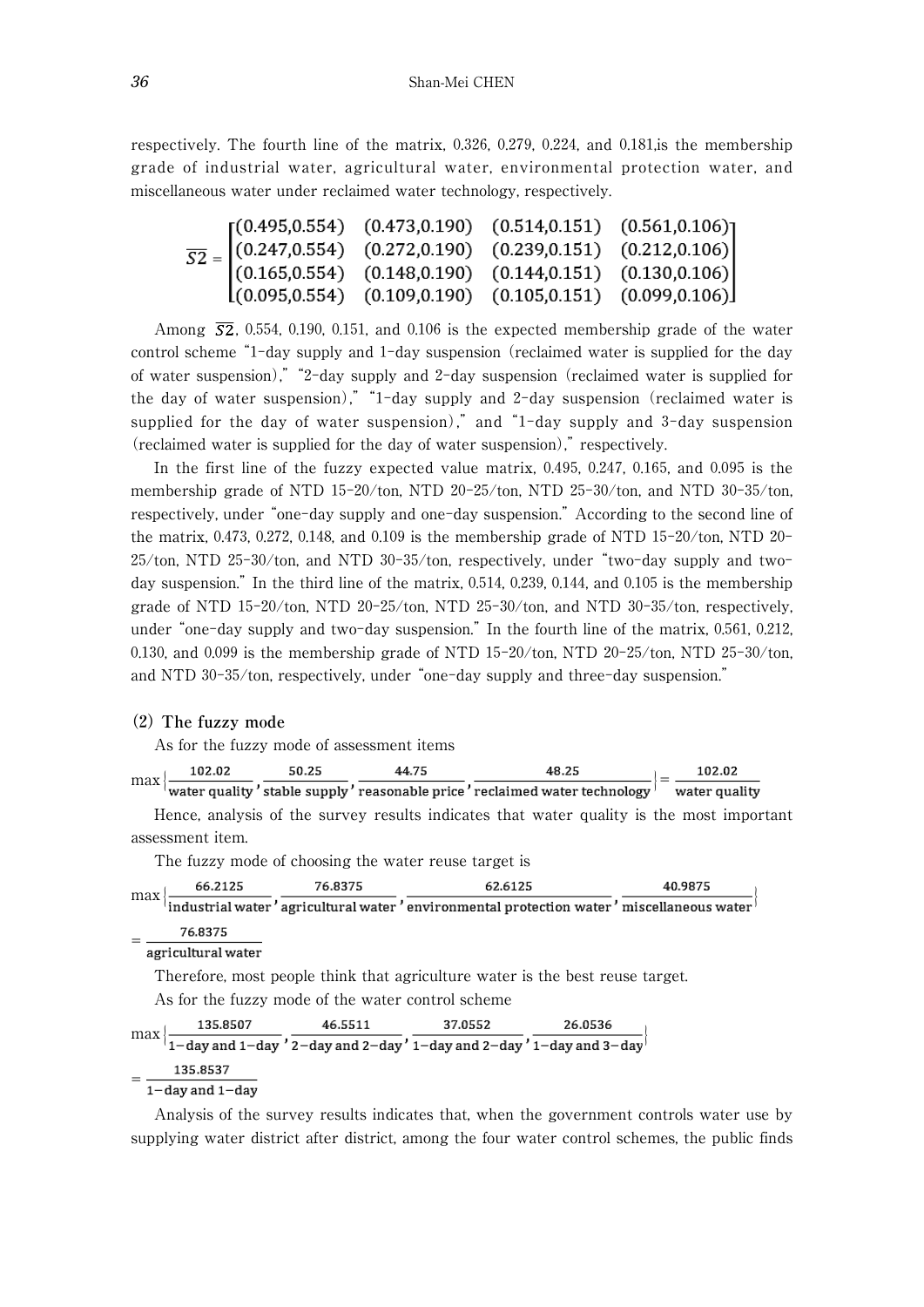respectively. The fourth line of the matrix, 0.326, 0.279, 0.224, and 0.181,is the membership grade of industrial water, agricultural water, environmental protection water, and miscellaneous water under reclaimed water technology, respectively.

$$\overline{S2} = \begin{bmatrix} (0.495,0.554) & (0.473,0.190) & (0.514,0.151) & (0.561,0.106) \\ (0.247,0.554) & (0.272,0.190) & (0.239,0.151) & (0.212,0.106) \\ (0.165,0.554) & (0.148,0.190) & (0.144,0.151) & (0.130,0.106) \\ (0.095,0.554) & (0.109,0.190) & (0.105,0.151) & (0.099,0.106) \end{bmatrix}$$

Among $\overline{S2}$, 0.554, 0.190, 0.151, and 0.106 is the expected membership grade of the water control scheme "1-day supply and 1-day suspension (reclaimed water is supplied for the day of water suspension)," "2-day supply and 2-day suspension (reclaimed water is supplied for the day of water suspension)," "1-day supply and 2-day suspension (reclaimed water is supplied for the day of water suspension)," and "1-day supply and 3-day suspension (reclaimed water is supplied for the day of water suspension)," respectively.

In the first line of the fuzzy expected value matrix, 0.495, 0.247, 0.165, and 0.095 is the membership grade of NTD 15-20/ton, NTD 20-25/ton, NTD 25-30/ton, and NTD 30-35/ton, respectively, under "one-day supply and one-day suspension." According to the second line of the matrix, 0.473, 0.272, 0.148, and 0.109 is the membership grade of NTD 15-20/ton, NTD 20-25/ton, NTD 25-30/ton, and NTD 30-35/ton, respectively, under "two-day supply and two-day suspension." In the third line of the matrix, 0.514, 0.239, 0.144, and 0.105 is the membership grade of NTD 15-20/ton, NTD 20-25/ton, NTD 25-30/ton, and NTD 30-35/ton, respectively, under "one-day supply and two-day suspension." In the fourth line of the matrix, 0.561, 0.212, 0.130, and 0.099 is the membership grade of NTD 15-20/ton, NTD 20-25/ton, NTD 25-30/ton, and NTD 30-35/ton, respectively, under "one-day supply and three-day suspension."

### (2) The fuzzy mode

As for the fuzzy mode of assessment items

$$\max\left\{\frac{102.02}{\text{water quality}}, \frac{50.25}{\text{stable supply}}, \frac{44.75}{\text{reasonable price}}, \frac{48.25}{\text{reclaimed water technology}}\right\} = \frac{102.02}{\text{water quality}}$$

Hence, analysis of the survey results indicates that water quality is the most important assessment item.

The fuzzy mode of choosing the water reuse target is

$$\max\left\{\frac{66.2125}{\text{industrial water}}, \frac{76.8375}{\text{agricultural water}}, \frac{62.6125}{\text{environmental protection water}}, \frac{40.9875}{\text{miscellaneous water}}\right\}$$

$$= \frac{76.8375}{\text{agricultural water}}$$

Therefore, most people think that agriculture water is the best reuse target.

As for the fuzzy mode of the water control scheme

$$\max\left\{\frac{135.8507}{\text{1-day and 1-day}}, \frac{46.5511}{\text{2-day and 2-day}}, \frac{37.0552}{\text{1-day and 2-day}}, \frac{26.0536}{\text{1-day and 3-day}}\right\}$$

$$= \frac{135.8537}{\text{1-day and 1-day}}$$

Analysis of the survey results indicates that, when the government controls water use by supplying water district after district, among the four water control schemes, the public finds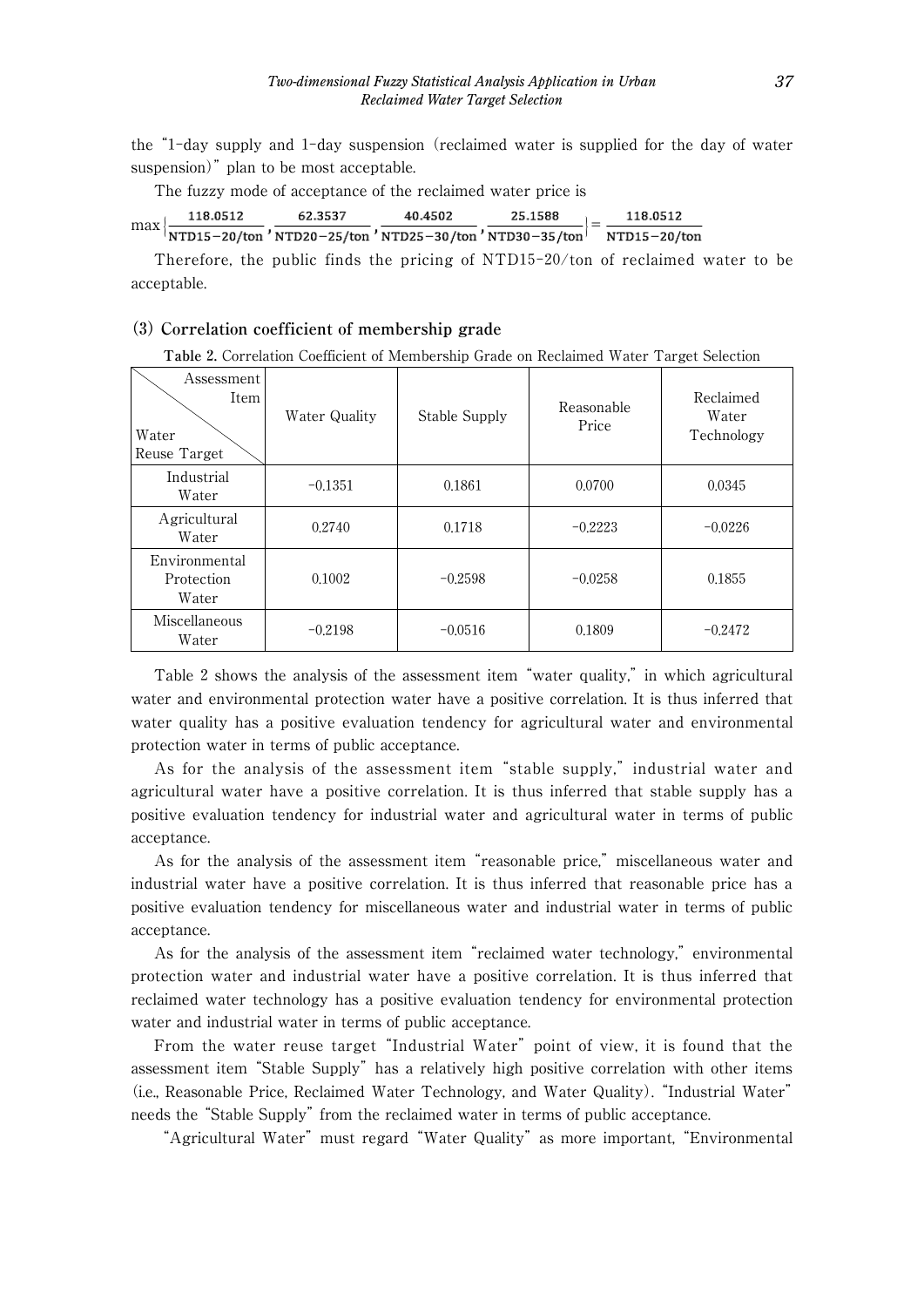the "1-day supply and 1-day suspension (reclaimed water is supplied for the day of water suspension)" plan to be most acceptable.

The fuzzy mode of acceptance of the reclaimed water price is

$$\max\left\{\frac{118.0512}{\text{NTD15-20/ton}},\frac{62.3537}{\text{NTD20-25/ton}},\frac{40.4502}{\text{NTD25-30/ton}},\frac{25.1588}{\text{NTD30-35/ton}}\right\}=\frac{118.0512}{\text{NTD15-20/ton}}$$

Therefore, the public finds the pricing of NTD15-20/ton of reclaimed water to be acceptable.

### (3) Correlation coefficient of membership grade

**Table 2.** Correlation Coefficient of Membership Grade on Reclaimed Water Target Selection

| Water Reuse Target \ Assessment Item | Water Quality | Stable Supply | Reasonable Price | Reclaimed Water Technology |
|---|---|---|---|---|
| Industrial Water | -0.1351 | 0.1861 | 0.0700 | 0.0345 |
| Agricultural Water | 0.2740 | 0.1718 | -0.2223 | -0.0226 |
| Environmental Protection Water | 0.1002 | -0.2598 | -0.0258 | 0.1855 |
| Miscellaneous Water | -0.2198 | -0.0516 | 0.1809 | -0.2472 |

Table 2 shows the analysis of the assessment item "water quality," in which agricultural water and environmental protection water have a positive correlation. It is thus inferred that water quality has a positive evaluation tendency for agricultural water and environmental protection water in terms of public acceptance.

As for the analysis of the assessment item "stable supply," industrial water and agricultural water have a positive correlation. It is thus inferred that stable supply has a positive evaluation tendency for industrial water and agricultural water in terms of public acceptance.

As for the analysis of the assessment item "reasonable price," miscellaneous water and industrial water have a positive correlation. It is thus inferred that reasonable price has a positive evaluation tendency for miscellaneous water and industrial water in terms of public acceptance.

As for the analysis of the assessment item "reclaimed water technology," environmental protection water and industrial water have a positive correlation. It is thus inferred that reclaimed water technology has a positive evaluation tendency for environmental protection water and industrial water in terms of public acceptance.

From the water reuse target "Industrial Water" point of view, it is found that the assessment item "Stable Supply" has a relatively high positive correlation with other items (i.e., Reasonable Price, Reclaimed Water Technology, and Water Quality). "Industrial Water" needs the "Stable Supply" from the reclaimed water in terms of public acceptance.

"Agricultural Water" must regard "Water Quality" as more important, "Environmental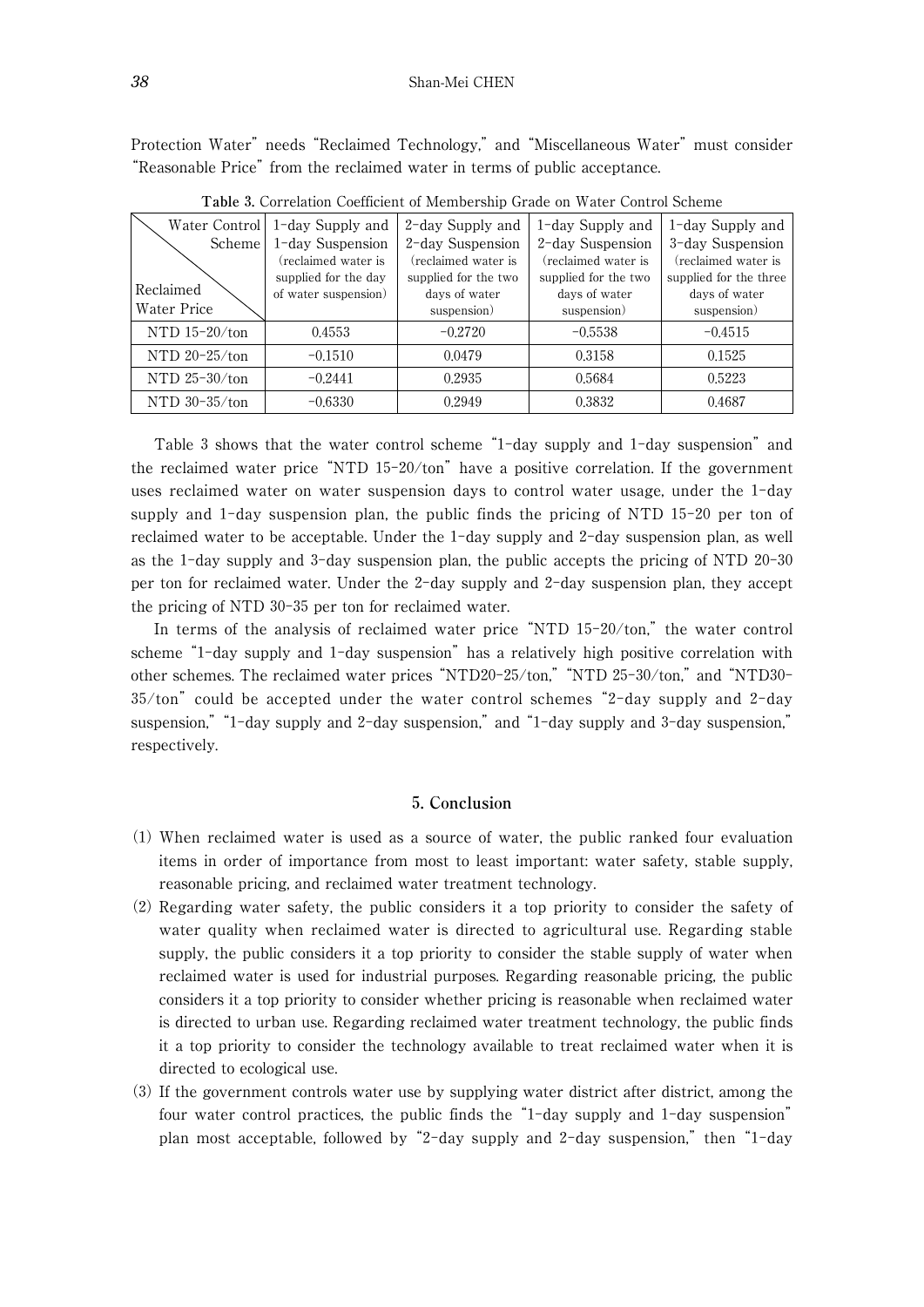Protection Water" needs "Reclaimed Technology," and "Miscellaneous Water" must consider "Reasonable Price" from the reclaimed water in terms of public acceptance.

**Table 3.** Correlation Coefficient of Membership Grade on Water Control Scheme

| Water Control Scheme / Reclaimed Water Price | 1-day Supply and 1-day Suspension (reclaimed water is supplied for the day of water suspension) | 2-day Supply and 2-day Suspension (reclaimed water is supplied for the two days of water suspension) | 1-day Supply and 2-day Suspension (reclaimed water is supplied for the two days of water suspension) | 1-day Supply and 3-day Suspension (reclaimed water is supplied for the three days of water suspension) |
|---|---|---|---|---|
| NTD 15-20/ton | 0.4553 | −0.2720 | −0.5538 | −0.4515 |
| NTD 20-25/ton | −0.1510 | 0.0479 | 0.3158 | 0.1525 |
| NTD 25-30/ton | −0.2441 | 0.2935 | 0.5684 | 0.5223 |
| NTD 30-35/ton | −0.6330 | 0.2949 | 0.3832 | 0.4687 |

Table 3 shows that the water control scheme "1-day supply and 1-day suspension" and the reclaimed water price "NTD 15-20/ton" have a positive correlation. If the government uses reclaimed water on water suspension days to control water usage, under the 1-day supply and 1-day suspension plan, the public finds the pricing of NTD 15-20 per ton of reclaimed water to be acceptable. Under the 1-day supply and 2-day suspension plan, as well as the 1-day supply and 3-day suspension plan, the public accepts the pricing of NTD 20-30 per ton for reclaimed water. Under the 2-day supply and 2-day suspension plan, they accept the pricing of NTD 30-35 per ton for reclaimed water.

In terms of the analysis of reclaimed water price "NTD 15-20/ton," the water control scheme "1-day supply and 1-day suspension" has a relatively high positive correlation with other schemes. The reclaimed water prices "NTD20-25/ton," "NTD 25-30/ton," and "NTD30-35/ton" could be accepted under the water control schemes "2-day supply and 2-day suspension," "1-day supply and 2-day suspension," and "1-day supply and 3-day suspension," respectively.

## 5. Conclusion

(1) When reclaimed water is used as a source of water, the public ranked four evaluation items in order of importance from most to least important: water safety, stable supply, reasonable pricing, and reclaimed water treatment technology.

(2) Regarding water safety, the public considers it a top priority to consider the safety of water quality when reclaimed water is directed to agricultural use. Regarding stable supply, the public considers it a top priority to consider the stable supply of water when reclaimed water is used for industrial purposes. Regarding reasonable pricing, the public considers it a top priority to consider whether pricing is reasonable when reclaimed water is directed to urban use. Regarding reclaimed water treatment technology, the public finds it a top priority to consider the technology available to treat reclaimed water when it is directed to ecological use.

(3) If the government controls water use by supplying water district after district, among the four water control practices, the public finds the "1-day supply and 1-day suspension" plan most acceptable, followed by "2-day supply and 2-day suspension," then "1-day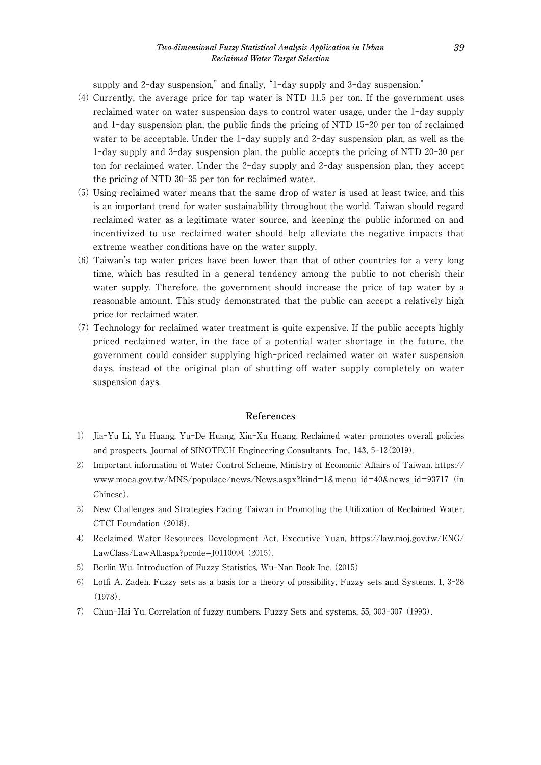supply and 2-day suspension," and finally, "1-day supply and 3-day suspension."

(4) Currently, the average price for tap water is NTD 11.5 per ton. If the government uses reclaimed water on water suspension days to control water usage, under the 1-day supply and 1-day suspension plan, the public finds the pricing of NTD 15-20 per ton of reclaimed water to be acceptable. Under the 1-day supply and 2-day suspension plan, as well as the 1-day supply and 3-day suspension plan, the public accepts the pricing of NTD 20-30 per ton for reclaimed water. Under the 2-day supply and 2-day suspension plan, they accept the pricing of NTD 30-35 per ton for reclaimed water.

(5) Using reclaimed water means that the same drop of water is used at least twice, and this is an important trend for water sustainability throughout the world. Taiwan should regard reclaimed water as a legitimate water source, and keeping the public informed on and incentivized to use reclaimed water should help alleviate the negative impacts that extreme weather conditions have on the water supply.

(6) Taiwan's tap water prices have been lower than that of other countries for a very long time, which has resulted in a general tendency among the public to not cherish their water supply. Therefore, the government should increase the price of tap water by a reasonable amount. This study demonstrated that the public can accept a relatively high price for reclaimed water.

(7) Technology for reclaimed water treatment is quite expensive. If the public accepts highly priced reclaimed water, in the face of a potential water shortage in the future, the government could consider supplying high-priced reclaimed water on water suspension days, instead of the original plan of shutting off water supply completely on water suspension days.

## References

1) Jia-Yu Li, Yu Huang, Yu-De Huang, Xin-Xu Huang. Reclaimed water promotes overall policies and prospects. Journal of SINOTECH Engineering Consultants, Inc., **143,** 5-12 (2019).
2) Important information of Water Control Scheme, Ministry of Economic Affairs of Taiwan, https://www.moea.gov.tw/MNS/populace/news/News.aspx?kind=1&menu_id=40&news_id=93717 (in Chinese).
3) New Challenges and Strategies Facing Taiwan in Promoting the Utilization of Reclaimed Water, CTCI Foundation (2018).
4) Reclaimed Water Resources Development Act, Executive Yuan, https://law.moj.gov.tw/ENG/LawClass/LawAll.aspx?pcode=J0110094 (2015).
5) Berlin Wu. Introduction of Fuzzy Statistics, Wu-Nan Book Inc. (2015)
6) Lotfi A. Zadeh. Fuzzy sets as a basis for a theory of possibility, Fuzzy sets and Systems, **1**, 3-28 (1978).
7) Chun-Hai Yu. Correlation of fuzzy numbers. Fuzzy Sets and systems, **55**, 303-307 (1993).